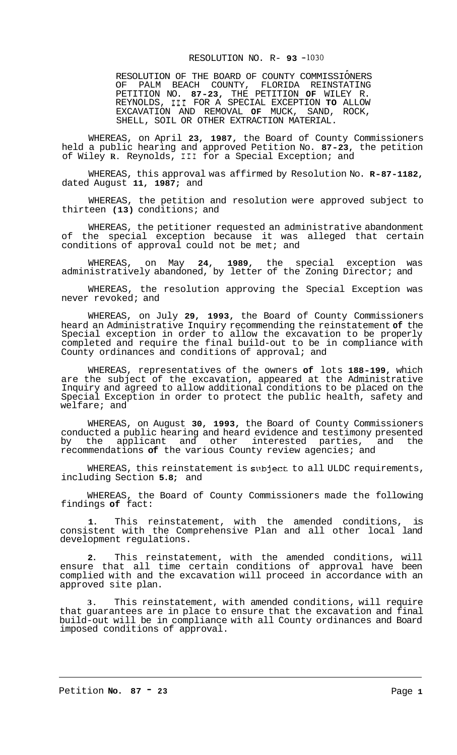# RESOLUTION NO. R- 93 -1030

RESOLUTION OF THE BOARD OF COUNTY COMMISSIONERS OF PALM BEACH COUNTY, FLORIDA REINSTATING PETITION NO. 87-23, THE PETITION OF WILEY R. REYNOLDS, III FOR A SPECIAL EXCEPTION TO ALLOW EXCAVATION AND REMOVAL OF MUCK, SAND, ROCK, SHELL, SOIL OR OTHER EXTRACTION MATERIAL.

WHEREAS, on April 23, 1987, the Board of County Commissioners held a public hearing and approved Petition No. 87-23, the petition of Wiley R. Reynolds, III for a Special Exception; and

WHEREAS, this approval was affirmed by Resolution No. R-87-1182, dated August 11, 1987; and

WHEREAS, the petition and resolution were approved subject to thirteen (13) conditions; and

WHEREAS, the petitioner requested an administrative abandonment of the special exception because it was alleged that certain conditions of approval could not be met; and

WHEREAS, on May 24, 1989, the special exception was administratively abandoned, by letter of the Zoning Director; and

WHEREAS, the resolution approving the Special Exception was never revoked; and

WHEREAS, on July 29, 1993, the Board of County Commissioners heard an Administrative Inquiry recommending the reinstatement of the Special exception in order to allow the excavation to be properly completed and require the final build-out to be in compliance with County ordinances and conditions of approval; and

WHEREAS, representatives of the owners of lots 188-199, which are the subject of the excavation, appeared at the Administrative Inquiry and agreed to allow additional conditions to be placed on the Special Exception in order to protect the public health, safety and welfare; and

WHEREAS, on August 30, 1993, the Board of County Commissioners conducted a public hearing and heard evidence and testimony presented by the applicant and other interested parties, and the recommendations of the various County review agencies; and

WHEREAS, this reinstatement is subject to all ULDC requirements, including Section 5.8; and

WHEREAS, the Board of County Commissioners made the following findings of fact:

1. This reinstatement, with the amended conditions, is consistent with the Comprehensive Plan and all other local land development regulations.

2. This reinstatement, with the amended conditions, will ensure that all time certain conditions of approval have been complied with and the excavation will proceed in accordance with an approved site plan.

3. This reinstatement, with amended conditions, will require that guarantees are in place to ensure that the excavation and final build-out will be in compliance with all County ordinances and Board imposed conditions of approval.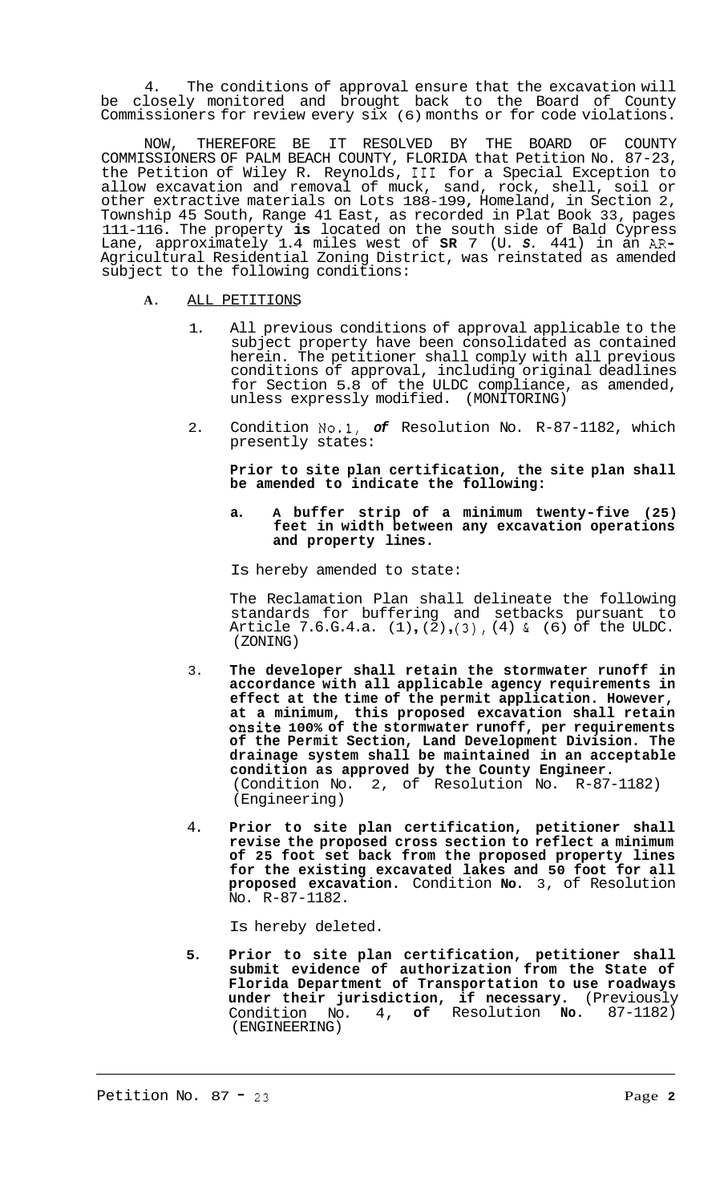4. The conditions of approval ensure that the excavation will be closely monitored and brought back to the Board of County Commissioners for review every six (6) months or for code violations.

NOW, THEREFORE BE IT RESOLVED BY THE BOARD OF COUNTY COMMISSIONERS OF PALM BEACH COUNTY, FLORIDA that Petition No. 87-23, the Petition of Wiley R. Reynolds, III for a Special Exception to allow excavation and removal of muck, sand, rock, shell, soil or other extractive materials on Lots 188-199, Homeland, in Section 2, Township 45 South, Range 41 East, as recorded in Plat Book 33, pages 111-116. The property **is** located on the south side of Bald Cypress Lane, approximately 1.4 miles west of **SR** 7 (U. *S.* 441) in an AR-Agricultural Residential Zoning District, was reinstated as amended subject to the following conditions:

**A.** ALL PETITIONS

1. All previous conditions of approval applicable to the subject property have been consolidated as contained herein. The petitioner shall comply with all previous conditions of approval, including original deadlines for Section 5.8 of the ULDC compliance, as amended, unless expressly modified. (MONITORING)

2. Condition No.1, *of* Resolution No. R-87-1182, which presently states:

   **Prior to site plan certification, the site plan shall be amended to indicate the following:**

   **a. A buffer strip of a minimum twenty-five (25) feet in width between any excavation operations and property lines.**

   Is hereby amended to state:

   The Reclamation Plan shall delineate the following standards for buffering and setbacks pursuant to Article 7.6.G.4.a. (1),(2),(3),(4) & (6) of the ULDC. (ZONING)

3. **The developer shall retain the stormwater runoff in accordance with all applicable agency requirements in effect at the time of the permit application. However, at a minimum, this proposed excavation shall retain onsite 100% of the stormwater runoff, per requirements of the Permit Section, Land Development Division. The drainage system shall be maintained in an acceptable condition as approved by the County Engineer.** (Condition No. 2, of Resolution No. R-87-1182) (Engineering)

4. **Prior to site plan certification, petitioner shall revise the proposed cross section to reflect a minimum of 25 foot set back from the proposed property lines for the existing excavated lakes and 50 foot for all proposed excavation.** Condition **No.** 3, of Resolution No. R-87-1182.

   Is hereby deleted.

5. **Prior to site plan certification, petitioner shall submit evidence of authorization from the State of Florida Department of Transportation to use roadways under their jurisdiction, if necessary.** (Previously Condition No. 4, **of** Resolution **No.** 87-1182) (ENGINEERING)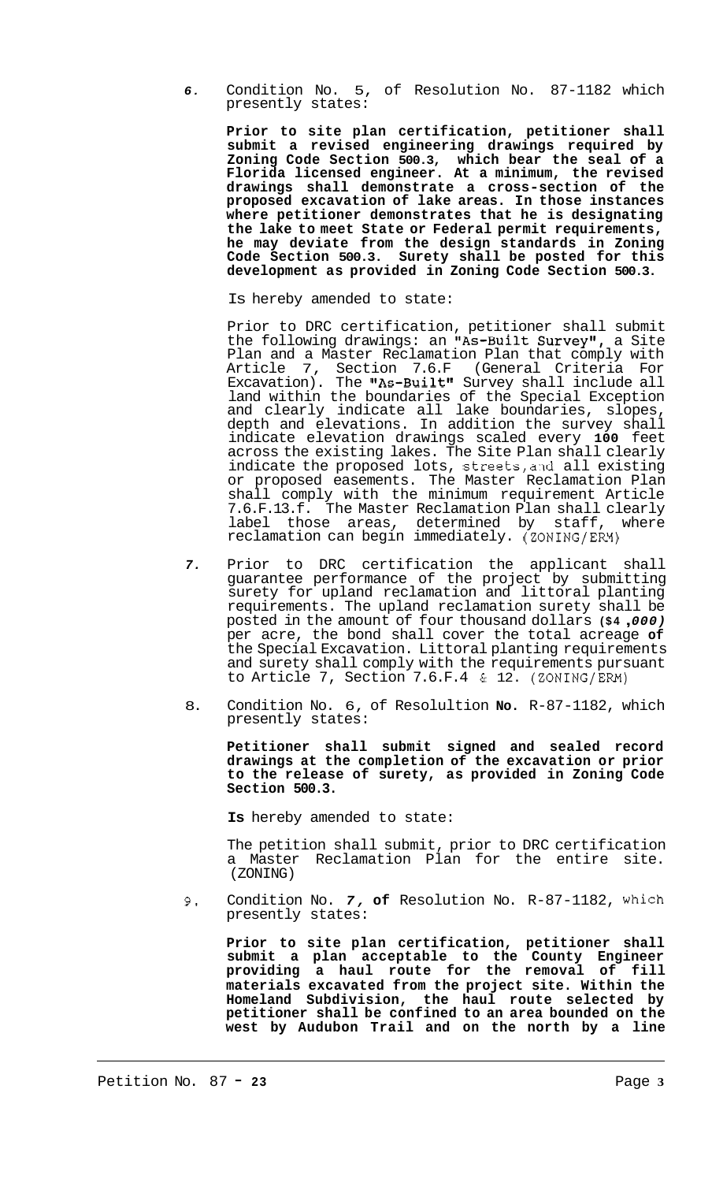6. Condition No. 5, of Resolution No. 87-1182 which presently states:

   **Prior to site plan certification, petitioner shall submit a revised engineering drawings required by Zoning Code Section 500.3, which bear the seal of a Florida licensed engineer. At a minimum, the revised drawings shall demonstrate a cross-section of the proposed excavation of lake areas. In those instances where petitioner demonstrates that he is designating the lake to meet State or Federal permit requirements, he may deviate from the design standards in Zoning Code Section 500.3. Surety shall be posted for this development as provided in Zoning Code Section 500.3.**

   Is hereby amended to state:

   Prior to DRC certification, petitioner shall submit the following drawings: an "As-Built Survey", a Site Plan and a Master Reclamation Plan that comply with Article 7, Section 7.6.F (General Criteria For Excavation). The "As-Built" Survey shall include all land within the boundaries of the Special Exception and clearly indicate all lake boundaries, slopes, depth and elevations. In addition the survey shall indicate elevation drawings scaled every 100 feet across the existing lakes. The Site Plan shall clearly indicate the proposed lots, streets, and all existing or proposed easements. The Master Reclamation Plan shall comply with the minimum requirement Article 7.6.F.13.f. The Master Reclamation Plan shall clearly label those areas, determined by staff, where reclamation can begin immediately. (ZONING/ERM)

7. Prior to DRC certification the applicant shall guarantee performance of the project by submitting surety for upland reclamation and littoral planting requirements. The upland reclamation surety shall be posted in the amount of four thousand dollars ($4,000) per acre, the bond shall cover the total acreage of the Special Excavation. Littoral planting requirements and surety shall comply with the requirements pursuant to Article 7, Section 7.6.F.4 & 12. (ZONING/ERM)

8. Condition No. 6, of Resolultion No. R-87-1182, which presently states:

   **Petitioner shall submit signed and sealed record drawings at the completion of the excavation or prior to the release of surety, as provided in Zoning Code Section 500.3.**

   Is hereby amended to state:

   The petition shall submit, prior to DRC certification a Master Reclamation Plan for the entire site. (ZONING)

9. Condition No. 7, of Resolution No. R-87-1182, which presently states:

   **Prior to site plan certification, petitioner shall submit a plan acceptable to the County Engineer providing a haul route for the removal of fill materials excavated from the project site. Within the Homeland Subdivision, the haul route selected by petitioner shall be confined to an area bounded on the west by Audubon Trail and on the north by a line**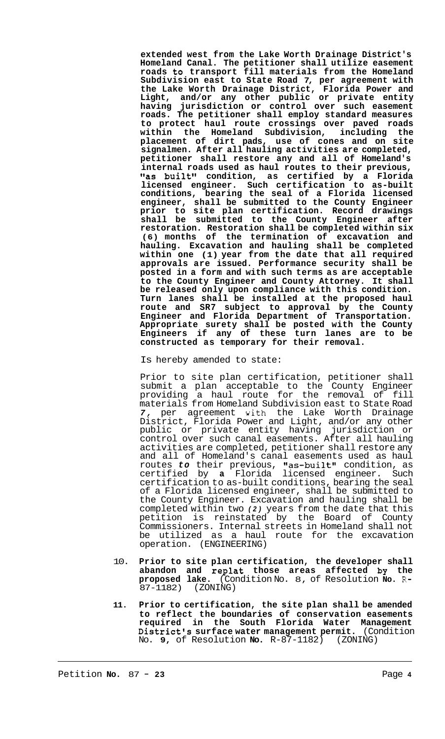**extended west from the Lake Worth Drainage District's Homeland Canal. The petitioner shall utilize easement roads to transport fill materials from the Homeland Subdivision east to State Road 7, per agreement with the Lake Worth Drainage District, Florida Power and Light, and/or any other public or private entity having jurisdiction or control over such easement roads. The petitioner shall employ standard measures to protect haul route crossings over paved roads within the Homeland Subdivision, including the placement of dirt pads, use of cones and on site signalmen. After all hauling activities are completed, petitioner shall restore any and all of Homeland's internal roads used as haul routes to their previous, "as built" condition, as certified by a Florida licensed engineer. Such certification to as-built conditions, bearing the seal of a Florida licensed engineer, shall be submitted to the County Engineer prior to site plan certification. Record drawings shall be submitted to the County Engineer after restoration. Restoration shall be completed within six (6) months of the termination of excavation and hauling. Excavation and hauling shall be completed within one (1) year from the date that all required approvals are issued. Performance security shall be posted in a form and with such terms as are acceptable to the County Engineer and County Attorney. It shall be released only upon compliance with this condition. Turn lanes shall be installed at the proposed haul route and SR7 subject to approval by the County Engineer and Florida Department of Transportation. Appropriate surety shall be posted with the County Engineers if any of these turn lanes are to be constructed as temporary for their removal.**

Is hereby amended to state:

Prior to site plan certification, petitioner shall submit a plan acceptable to the County Engineer providing a haul route for the removal of fill materials from Homeland Subdivision east to State Road 7, per agreement with the Lake Worth Drainage District, Florida Power and Light, and/or any other public or private entity having jurisdiction or control over such canal easements. After all hauling activities are completed, petitioner shall restore any and all of Homeland's canal easements used as haul routes *to* their previous, "as-built" condition, as certified by **a** Florida licensed engineer. Such certification to as-built conditions, bearing the seal of a Florida licensed engineer, shall be submitted to the County Engineer. Excavation and hauling shall be completed within two *(2)* years from the date that this petition is reinstated by the Board of County Commissioners. Internal streets in Homeland shall not be utilized as a haul route for the excavation operation. (ENGINEERING)

10. **Prior to site plan certification, the developer shall abandon and replat those areas affected by the proposed lake.** (Condition No. 8, of Resolution **No.** R-87-1182) (ZONING)

11. **Prior to certification, the site plan shall be amended to reflect the boundaries of conservation easements required in the South Florida Water Management District's surface water management permit.** (Condition No. **9,** of Resolution **No.** R-87-1182) (ZONING)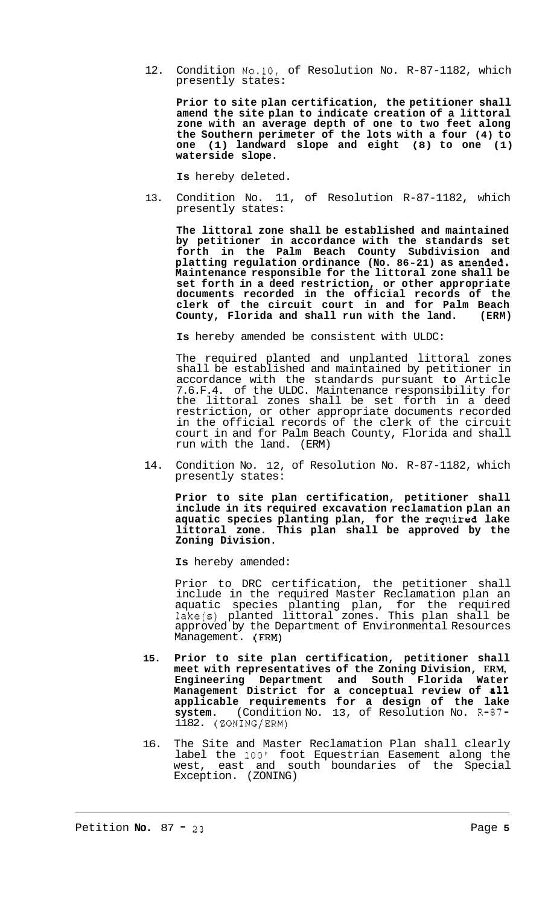12. Condition No.10, of Resolution No. R-87-1182, which presently states:

    **Prior to site plan certification, the petitioner shall amend the site plan to indicate creation of a littoral zone with an average depth of one to two feet along the Southern perimeter of the lots with a four (4) to one (1) landward slope and eight (8) to one (1) waterside slope.**

    **Is** hereby deleted.

13. Condition No. 11, of Resolution R-87-1182, which presently states:

    **The littoral zone shall be established and maintained by petitioner in accordance with the standards set forth in the Palm Beach County Subdivision and platting regulation ordinance (No. 86-21) as amended. Maintenance responsible for the littoral zone shall be set forth in a deed restriction, or other appropriate documents recorded in the official records of the clerk of the circuit court in and for Palm Beach County, Florida and shall run with the land. (ERM)**

    **Is** hereby amended be consistent with ULDC:

    The required planted and unplanted littoral zones shall be established and maintained by petitioner in accordance with the standards pursuant **to** Article 7.6.F.4. of the ULDC. Maintenance responsibility for the littoral zones shall be set forth in a deed restriction, or other appropriate documents recorded in the official records of the clerk of the circuit court in and for Palm Beach County, Florida and shall run with the land. (ERM)

14. Condition No. 12, of Resolution No. R-87-1182, which presently states:

    **Prior to site plan certification, petitioner shall include in its required excavation reclamation plan an aquatic species planting plan, for the required lake littoral zone. This plan shall be approved by the Zoning Division.**

    **Is** hereby amended:

    Prior to DRC certification, the petitioner shall include in the required Master Reclamation plan an aquatic species planting plan, for the required lake(s) planted littoral zones. This plan shall be approved by the Department of Environmental Resources Management. (ERM)

15. **Prior to site plan certification, petitioner shall meet with representatives of the Zoning Division, ERM, Engineering Department and South Florida Water Management District for a conceptual review of all applicable requirements for a design of the lake system.** (Condition No. 13, of Resolution No. R-87-1182. (ZONING/ERM)

16. The Site and Master Reclamation Plan shall clearly label the 100' foot Equestrian Easement along the west, east and south boundaries of the Special Exception. (ZONING)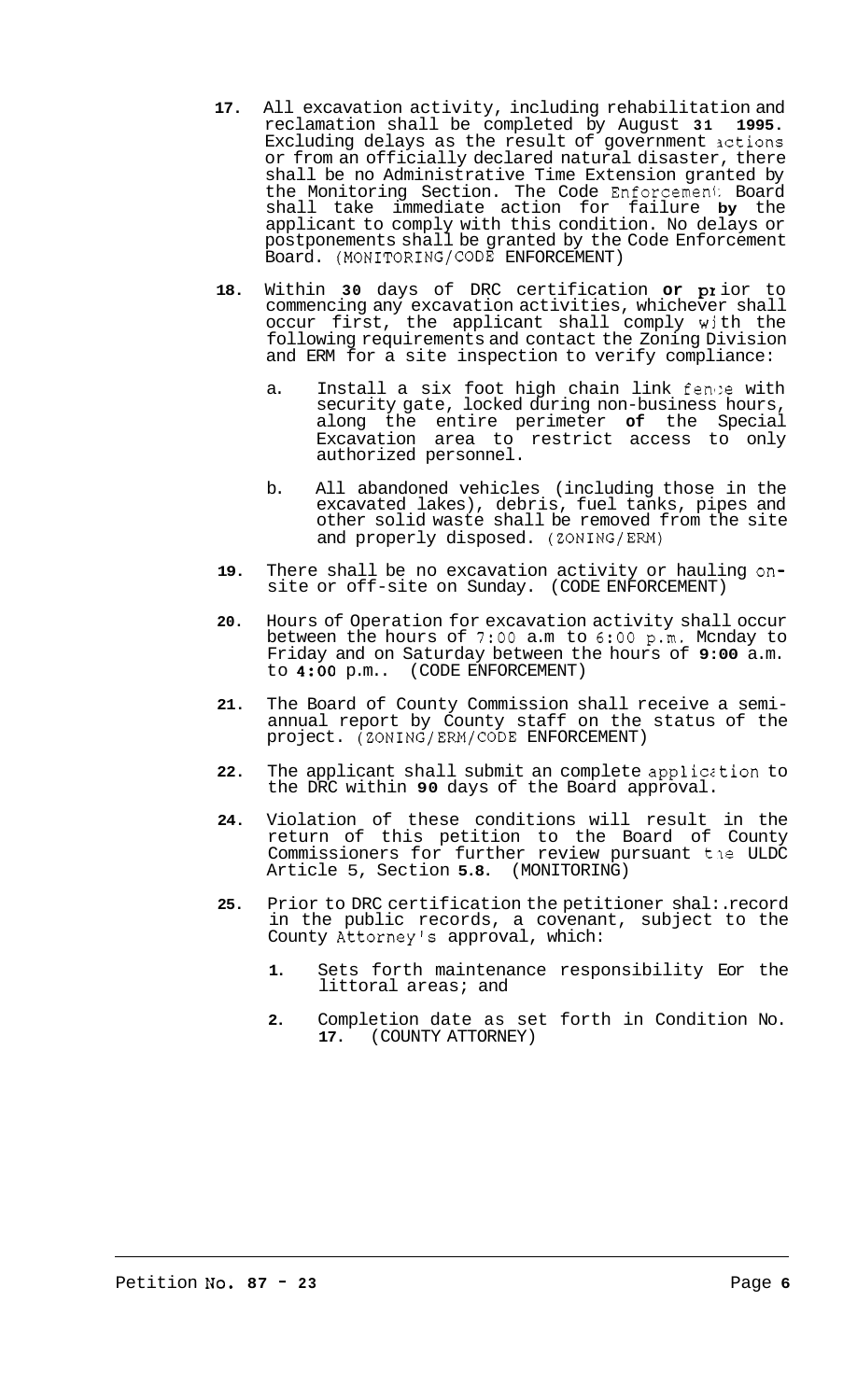17. All excavation activity, including rehabilitation and reclamation shall be completed by August 31 1995. Excluding delays as the result of government actions or from an officially declared natural disaster, there shall be no Administrative Time Extension granted by the Monitoring Section. The Code Enforcement Board shall take immediate action for failure by the applicant to comply with this condition. No delays or postponements shall be granted by the Code Enforcement Board. (MONITORING/CODE ENFORCEMENT)

18. Within 30 days of DRC certification or prior to commencing any excavation activities, whichever shall occur first, the applicant shall comply with the following requirements and contact the Zoning Division and ERM for a site inspection to verify compliance:

    a. Install a six foot high chain link fence with security gate, locked during non-business hours, along the entire perimeter of the Special Excavation area to restrict access to only authorized personnel.

    b. All abandoned vehicles (including those in the excavated lakes), debris, fuel tanks, pipes and other solid waste shall be removed from the site and properly disposed. (ZONING/ERM)

19. There shall be no excavation activity or hauling on-site or off-site on Sunday. (CODE ENFORCEMENT)

20. Hours of Operation for excavation activity shall occur between the hours of 7:00 a.m to 6:00 p.m. Monday to Friday and on Saturday between the hours of 9:00 a.m. to 4:00 p.m.. (CODE ENFORCEMENT)

21. The Board of County Commission shall receive a semi-annual report by County staff on the status of the project. (ZONING/ERM/CODE ENFORCEMENT)

22. The applicant shall submit an complete application to the DRC within 90 days of the Board approval.

24. Violation of these conditions will result in the return of this petition to the Board of County Commissioners for further review pursuant the ULDC Article 5, Section 5.8. (MONITORING)

25. Prior to DRC certification the petitioner shall record in the public records, a covenant, subject to the County Attorney's approval, which:

    1. Sets forth maintenance responsibility for the littoral areas; and

    2. Completion date as set forth in Condition No. 17. (COUNTY ATTORNEY)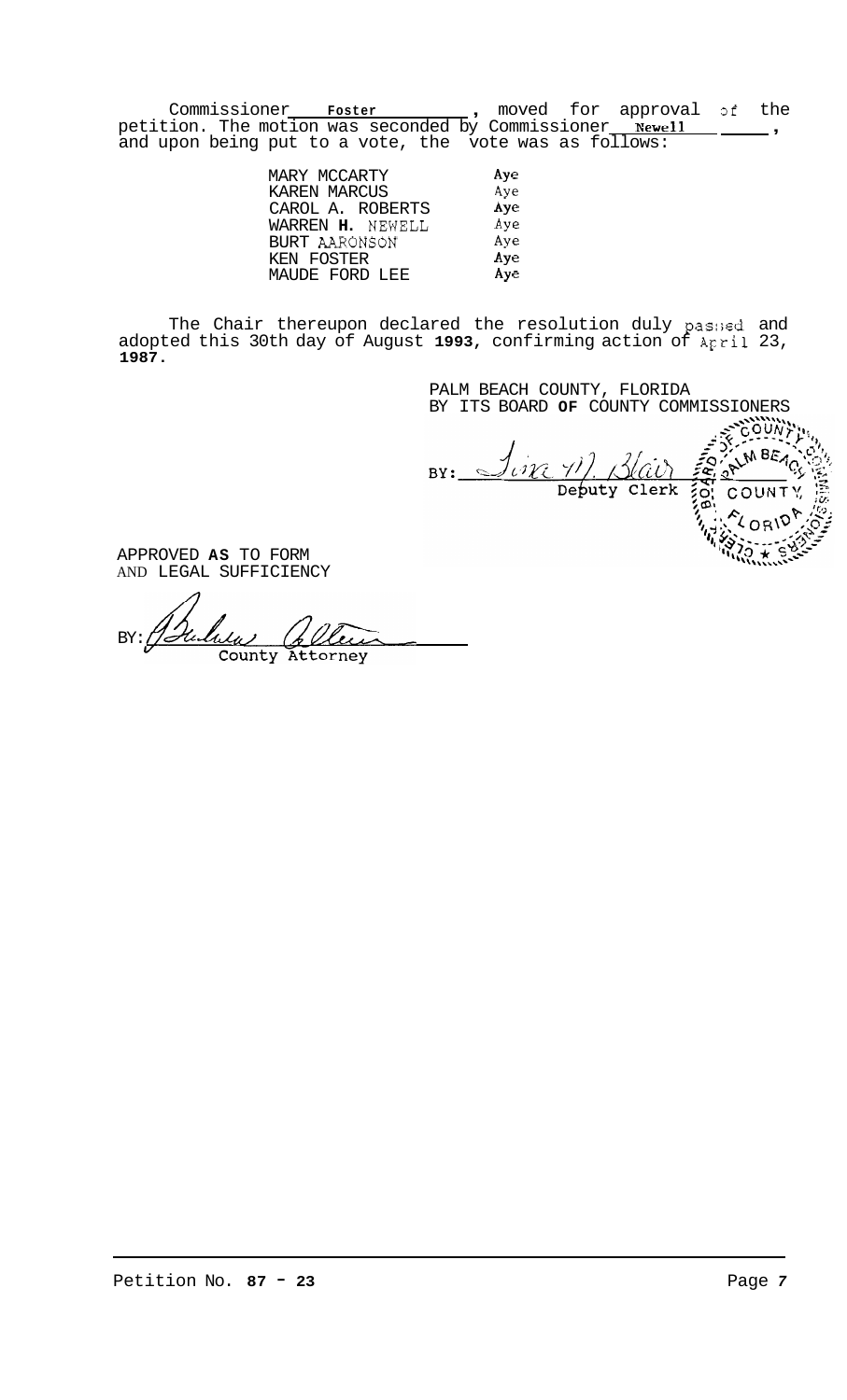Commissioner Foster, moved for approval of the petition. The motion was seconded by Commissioner Newell, and upon being put to a vote, the vote was as follows:

| | |
|---|---|
| MARY MCCARTY | Aye |
| KAREN MARCUS | Aye |
| CAROL A. ROBERTS | Aye |
| WARREN H. NEWELL | Aye |
| BURT AARONSON | Aye |
| KEN FOSTER | Aye |
| MAUDE FORD LEE | Aye |

The Chair thereupon declared the resolution duly passed and adopted this 30th day of August 1993, confirming action of April 23, 1987.

PALM BEACH COUNTY, FLORIDA
BY ITS BOARD OF COUNTY COMMISSIONERS

BY: Lina M. Blair
Deputy Clerk

APPROVED AS TO FORM
AND LEGAL SUFFICIENCY

BY: Barbara Alterman
County Attorney

Petition No. 87 - 23